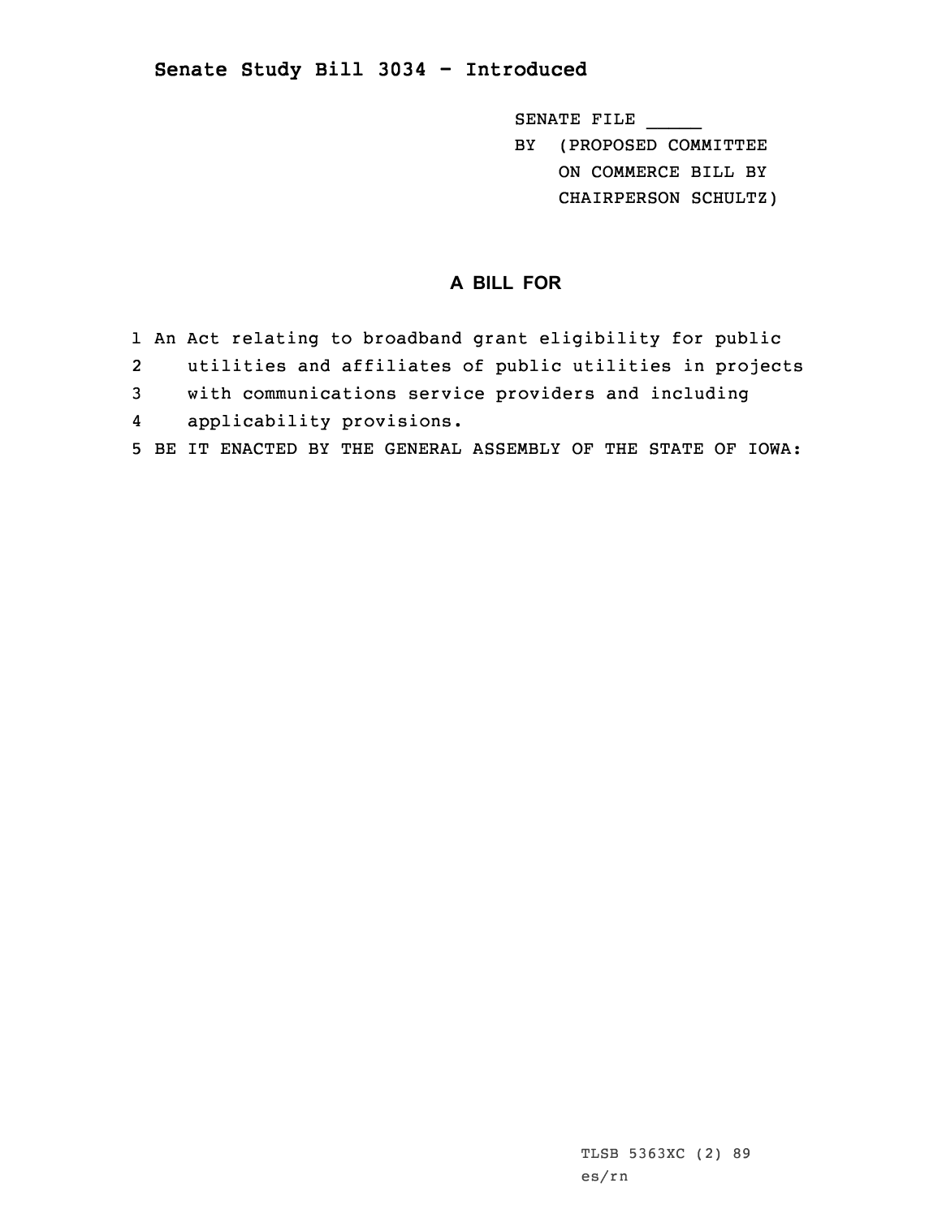## Senate Study Bill 3034 - Introduced

SENATE FILE _____
BY (PROPOSED COMMITTEE
ON COMMERCE BILL BY
CHAIRPERSON SCHULTZ)

### A BILL FOR

1 An Act relating to broadband grant eligibility for public
2 utilities and affiliates of public utilities in projects
3 with communications service providers and including
4 applicability provisions.
5 BE IT ENACTED BY THE GENERAL ASSEMBLY OF THE STATE OF IOWA:

TLSB 5363XC (2) 89
es/rn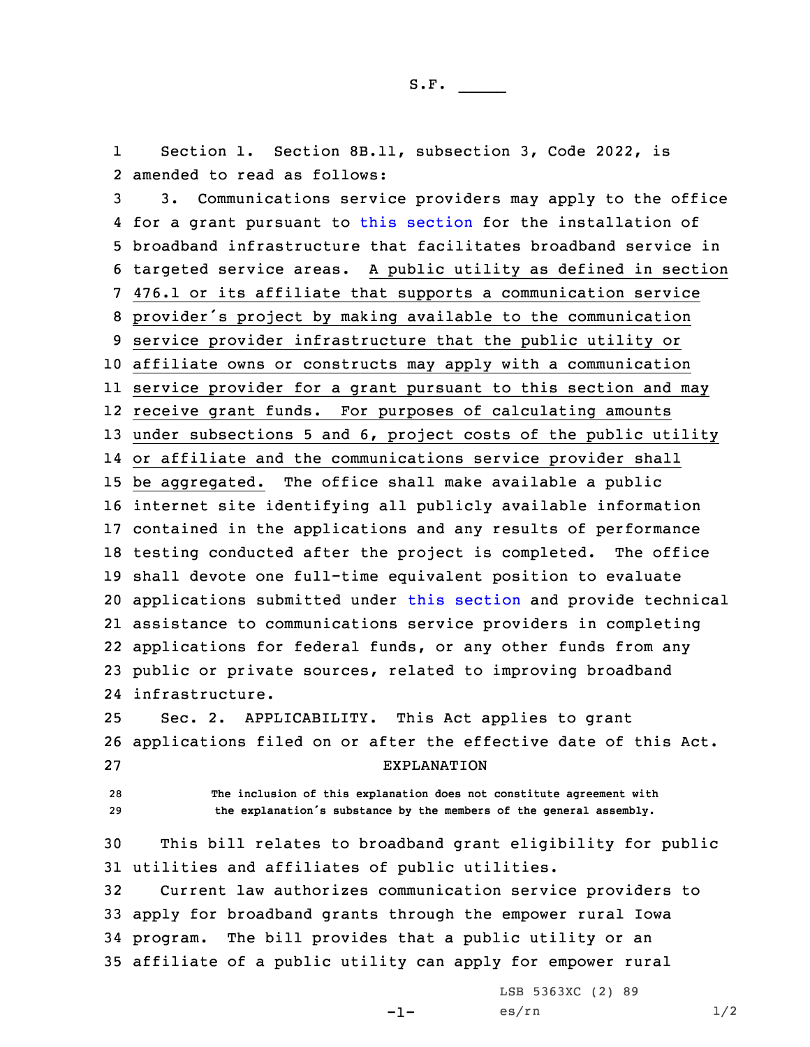S.F. _____

Section 1. Section 8B.11, subsection 3, Code 2022, is amended to read as follows:

3. Communications service providers may apply to the office for a grant pursuant to this section for the installation of broadband infrastructure that facilitates broadband service in targeted service areas. A public utility as defined in section 476.1 or its affiliate that supports a communication service provider's project by making available to the communication service provider infrastructure that the public utility or affiliate owns or constructs may apply with a communication service provider for a grant pursuant to this section and may receive grant funds. For purposes of calculating amounts under subsections 5 and 6, project costs of the public utility or affiliate and the communications service provider shall be aggregated. The office shall make available a public internet site identifying all publicly available information contained in the applications and any results of performance testing conducted after the project is completed. The office shall devote one full-time equivalent position to evaluate applications submitted under this section and provide technical assistance to communications service providers in completing applications for federal funds, or any other funds from any public or private sources, related to improving broadband infrastructure.

Sec. 2. APPLICABILITY. This Act applies to grant applications filed on or after the effective date of this Act.

EXPLANATION

The inclusion of this explanation does not constitute agreement with the explanation's substance by the members of the general assembly.

This bill relates to broadband grant eligibility for public utilities and affiliates of public utilities.

Current law authorizes communication service providers to apply for broadband grants through the empower rural Iowa program. The bill provides that a public utility or an affiliate of a public utility can apply for empower rural

LSB 5363XC (2) 89
es/rn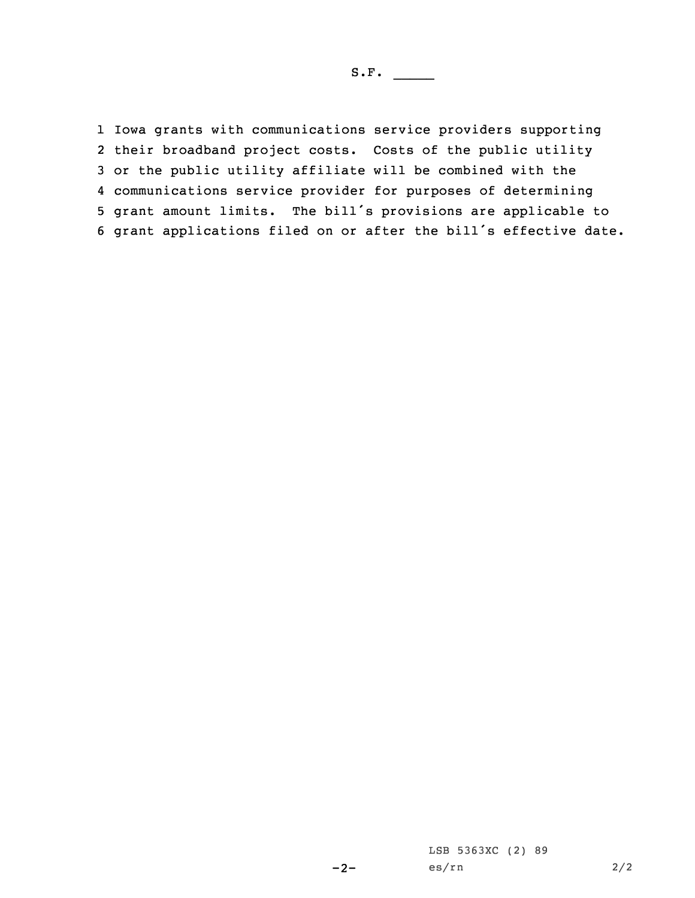Iowa grants with communications service providers supporting their broadband project costs. Costs of the public utility or the public utility affiliate will be combined with the communications service provider for purposes of determining grant amount limits. The bill's provisions are applicable to grant applications filed on or after the bill's effective date.

LSB 5363XC (2) 89
es/rn